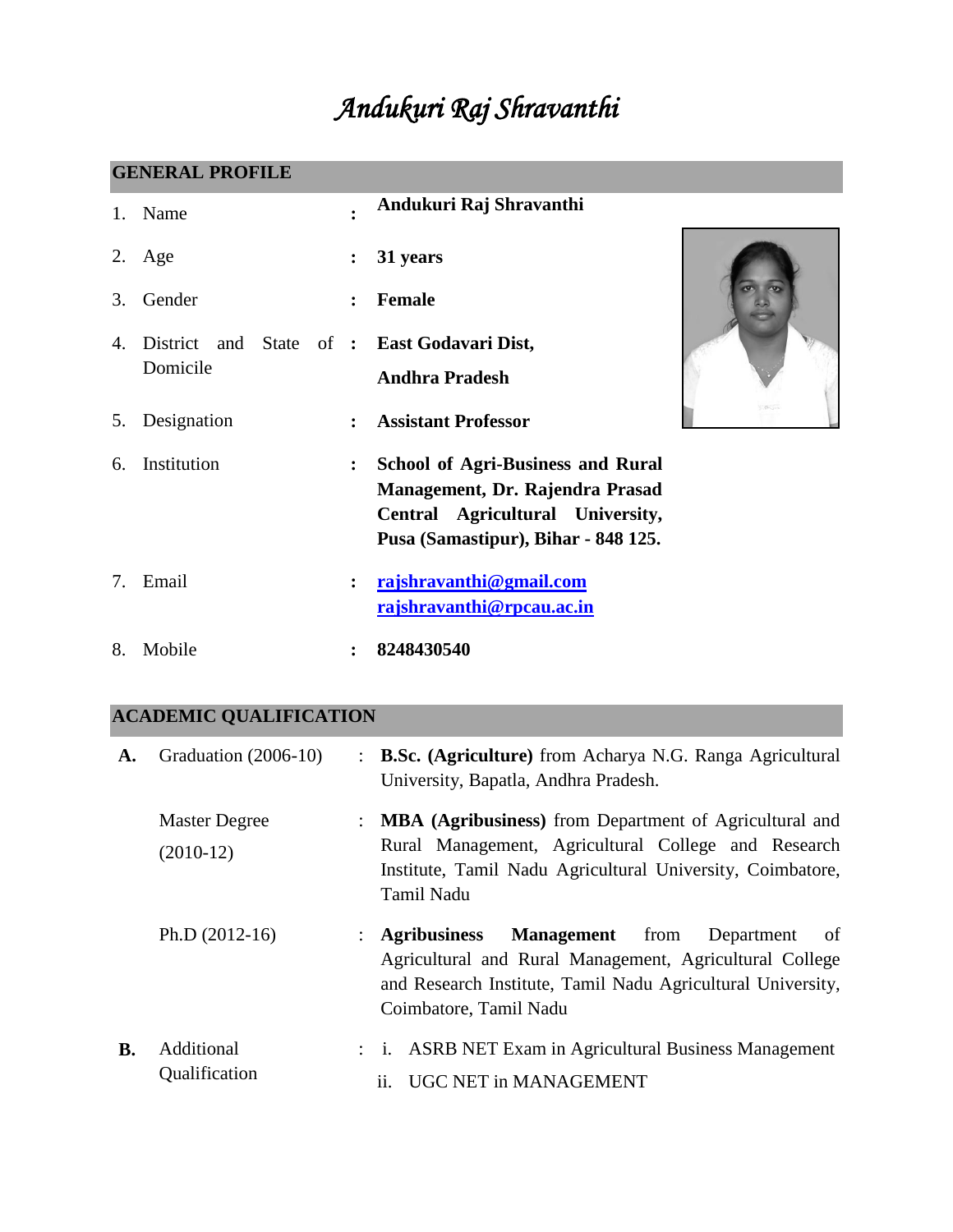# *Andukuri Raj Shravanthi*

## GENERAL PROFILE

| | | | |
|---|---|---|---|
| 1. | Name | : | **Andukuri Raj Shravanthi** |
| 2. | Age | : | **31 years** |
| 3. | Gender | : | **Female** |
| 4. | District and State of Domicile | : | **East Godavari Dist, Andhra Pradesh** |
| 5. | Designation | : | **Assistant Professor** |
| 6. | Institution | : | **School of Agri-Business and Rural Management, Dr. Rajendra Prasad Central Agricultural University, Pusa (Samastipur), Bihar - 848 125.** |
| 7. | Email | : | **rajshravanthi@gmail.com** <br> **rajshravanthi@rpcau.ac.in** |
| 8. | Mobile | : | **8248430540** |

## ACADEMIC QUALIFICATION

| | | | |
|---|---|---|---|
| **A.** | Graduation (2006-10) | : | **B.Sc. (Agriculture)** from Acharya N.G. Ranga Agricultural University, Bapatla, Andhra Pradesh. |
| | Master Degree (2010-12) | : | **MBA (Agribusiness)** from Department of Agricultural and Rural Management, Agricultural College and Research Institute, Tamil Nadu Agricultural University, Coimbatore, Tamil Nadu |
| | Ph.D (2012-16) | : | **Agribusiness Management** from Department of Agricultural and Rural Management, Agricultural College and Research Institute, Tamil Nadu Agricultural University, Coimbatore, Tamil Nadu |
| **B.** | Additional Qualification | : | i. ASRB NET Exam in Agricultural Business Management <br> ii. UGC NET in MANAGEMENT |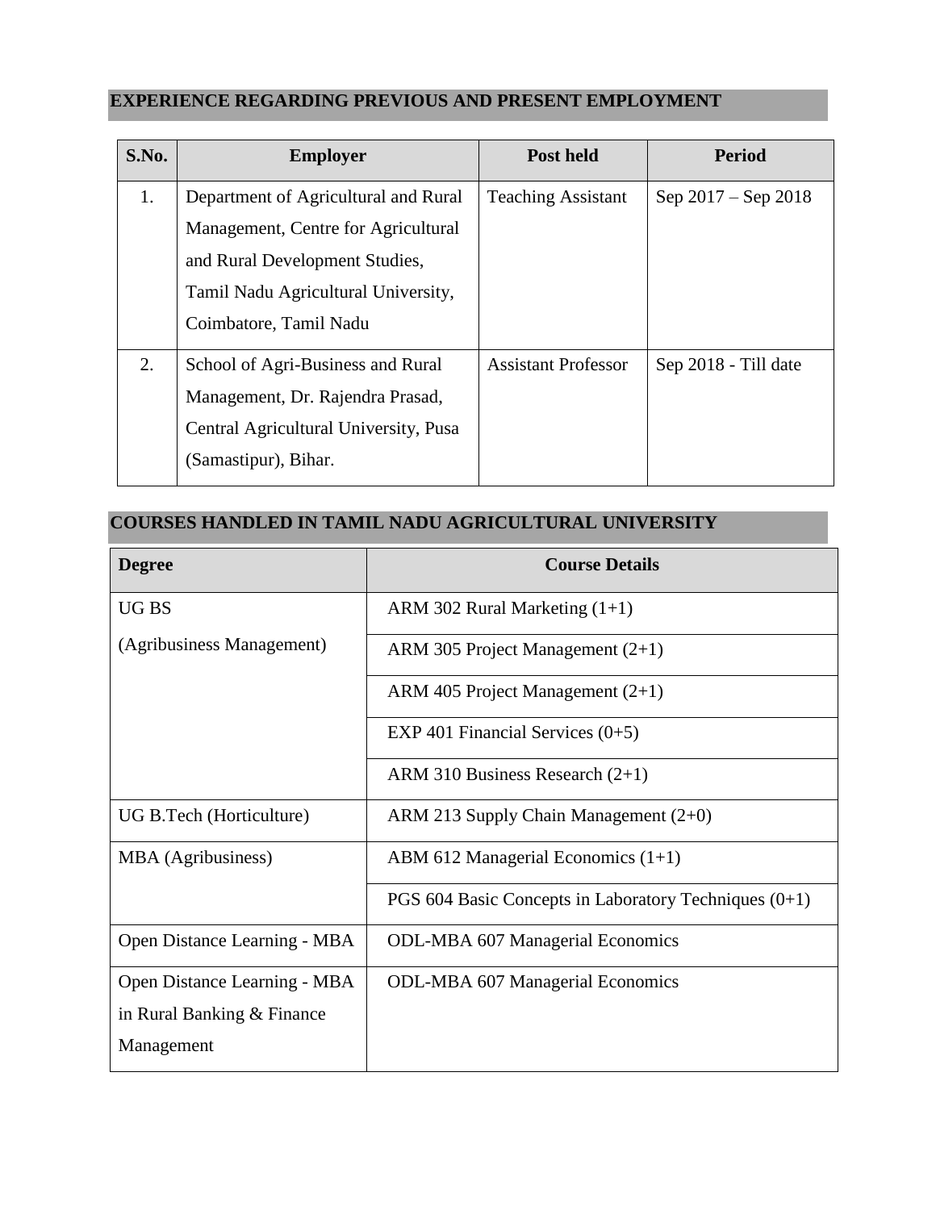## EXPERIENCE REGARDING PREVIOUS AND PRESENT EMPLOYMENT

| S.No. | Employer | Post held | Period |
|---|---|---|---|
| 1. | Department of Agricultural and Rural Management, Centre for Agricultural and Rural Development Studies, Tamil Nadu Agricultural University, Coimbatore, Tamil Nadu | Teaching Assistant | Sep 2017 – Sep 2018 |
| 2. | School of Agri-Business and Rural Management, Dr. Rajendra Prasad, Central Agricultural University, Pusa (Samastipur), Bihar. | Assistant Professor | Sep 2018 - Till date |

## COURSES HANDLED IN TAMIL NADU AGRICULTURAL UNIVERSITY

| Degree | Course Details |
|---|---|
| UG BS (Agribusiness Management) | ARM 302 Rural Marketing (1+1) |
| | ARM 305 Project Management (2+1) |
| | ARM 405 Project Management (2+1) |
| | EXP 401 Financial Services (0+5) |
| | ARM 310 Business Research (2+1) |
| UG B.Tech (Horticulture) | ARM 213 Supply Chain Management (2+0) |
| MBA (Agribusiness) | ABM 612 Managerial Economics (1+1) |
| | PGS 604 Basic Concepts in Laboratory Techniques (0+1) |
| Open Distance Learning - MBA | ODL-MBA 607 Managerial Economics |
| Open Distance Learning - MBA in Rural Banking & Finance Management | ODL-MBA 607 Managerial Economics |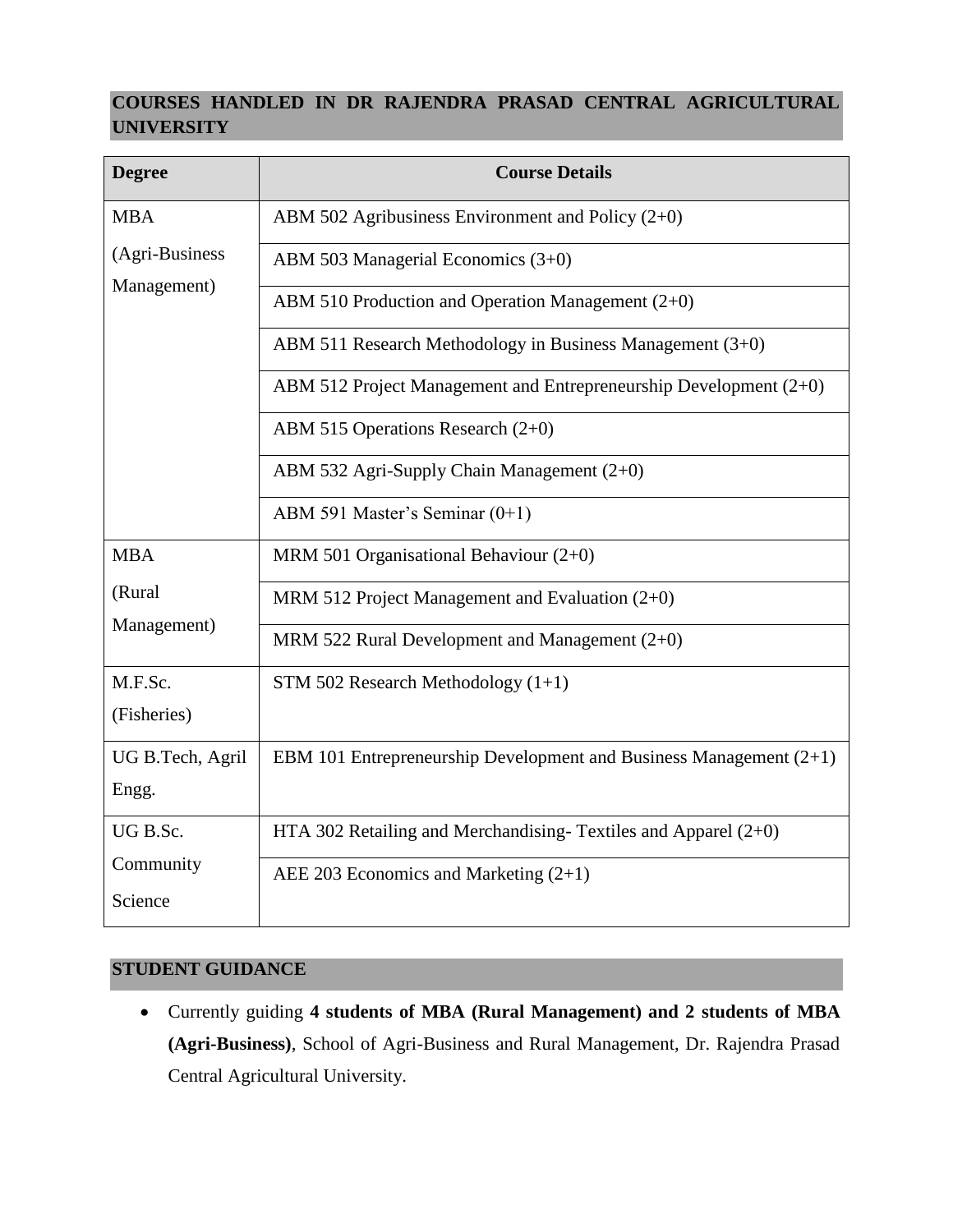## COURSES HANDLED IN DR RAJENDRA PRASAD CENTRAL AGRICULTURAL UNIVERSITY

| Degree | Course Details |
|---|---|
| MBA (Agri-Business Management) | ABM 502 Agribusiness Environment and Policy (2+0) |
| | ABM 503 Managerial Economics (3+0) |
| | ABM 510 Production and Operation Management (2+0) |
| | ABM 511 Research Methodology in Business Management (3+0) |
| | ABM 512 Project Management and Entrepreneurship Development (2+0) |
| | ABM 515 Operations Research (2+0) |
| | ABM 532 Agri-Supply Chain Management (2+0) |
| | ABM 591 Master's Seminar (0+1) |
| MBA (Rural Management) | MRM 501 Organisational Behaviour (2+0) |
| | MRM 512 Project Management and Evaluation (2+0) |
| | MRM 522 Rural Development and Management (2+0) |
| M.F.Sc. (Fisheries) | STM 502 Research Methodology (1+1) |
| UG B.Tech, Agril Engg. | EBM 101 Entrepreneurship Development and Business Management (2+1) |
| UG B.Sc. Community Science | HTA 302 Retailing and Merchandising- Textiles and Apparel (2+0) |
| | AEE 203 Economics and Marketing (2+1) |

## STUDENT GUIDANCE

- Currently guiding **4 students of MBA (Rural Management) and 2 students of MBA (Agri-Business)**, School of Agri-Business and Rural Management, Dr. Rajendra Prasad Central Agricultural University.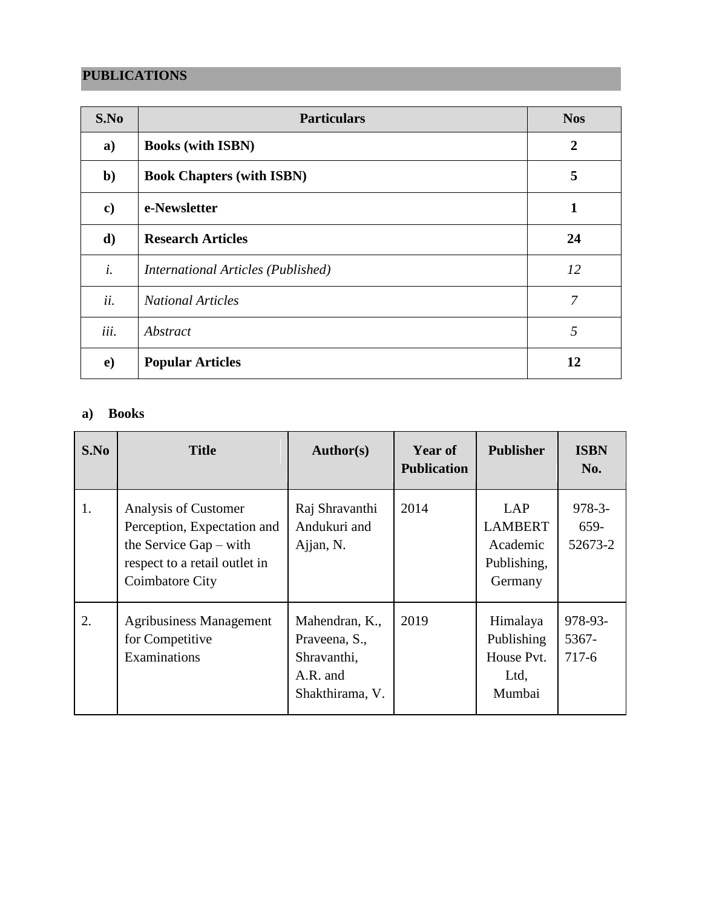## PUBLICATIONS

| S.No | Particulars | Nos |
|---|---|---|
| **a)** | **Books (with ISBN)** | **2** |
| **b)** | **Book Chapters (with ISBN)** | **5** |
| **c)** | **e-Newsletter** | **1** |
| **d)** | **Research Articles** | **24** |
| *i.* | *International Articles (Published)* | *12* |
| *ii.* | *National Articles* | *7* |
| *iii.* | *Abstract* | *5* |
| **e)** | **Popular Articles** | **12** |

### a) Books

| S.No | Title | Author(s) | Year of Publication | Publisher | ISBN No. |
|---|---|---|---|---|---|
| 1. | Analysis of Customer Perception, Expectation and the Service Gap – with respect to a retail outlet in Coimbatore City | Raj Shravanthi Andukuri and Ajjan, N. | 2014 | LAP LAMBERT Academic Publishing, Germany | 978-3-659-52673-2 |
| 2. | Agribusiness Management for Competitive Examinations | Mahendran, K., Praveena, S., Shravanthi, A.R. and Shakthirama, V. | 2019 | Himalaya Publishing House Pvt. Ltd, Mumbai | 978-93-5367-717-6 |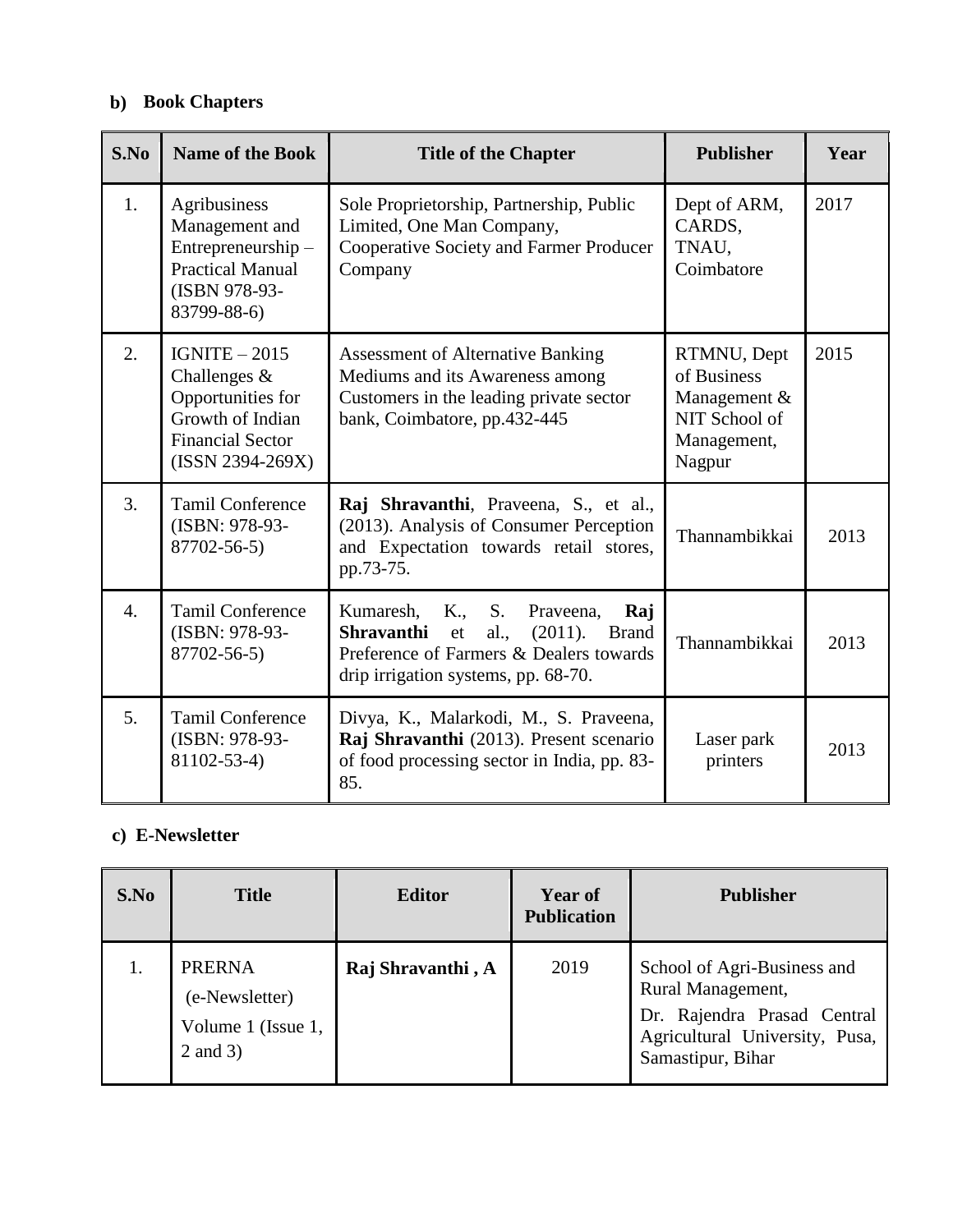**b) Book Chapters**

| S.No | Name of the Book | Title of the Chapter | Publisher | Year |
|---|---|---|---|---|
| 1. | Agribusiness Management and Entrepreneurship – Practical Manual (ISBN 978-93-83799-88-6) | Sole Proprietorship, Partnership, Public Limited, One Man Company, Cooperative Society and Farmer Producer Company | Dept of ARM, CARDS, TNAU, Coimbatore | 2017 |
| 2. | IGNITE – 2015 Challenges & Opportunities for Growth of Indian Financial Sector (ISSN 2394-269X) | Assessment of Alternative Banking Mediums and its Awareness among Customers in the leading private sector bank, Coimbatore, pp.432-445 | RTMNU, Dept of Business Management & NIT School of Management, Nagpur | 2015 |
| 3. | Tamil Conference (ISBN: 978-93-87702-56-5) | **Raj Shravanthi**, Praveena, S., et al., (2013). Analysis of Consumer Perception and Expectation towards retail stores, pp.73-75. | Thannambikkai | 2013 |
| 4. | Tamil Conference (ISBN: 978-93-87702-56-5) | Kumaresh, K., S. Praveena, **Raj Shravanthi** et al., (2011). Brand Preference of Farmers & Dealers towards drip irrigation systems, pp. 68-70. | Thannambikkai | 2013 |
| 5. | Tamil Conference (ISBN: 978-93-81102-53-4) | Divya, K., Malarkodi, M., S. Praveena, **Raj Shravanthi** (2013). Present scenario of food processing sector in India, pp. 83-85. | Laser park printers | 2013 |

**c) E-Newsletter**

| S.No | Title | Editor | Year of Publication | Publisher |
|---|---|---|---|---|
| 1. | PRERNA (e-Newsletter) Volume 1 (Issue 1, 2 and 3) | **Raj Shravanthi , A** | 2019 | School of Agri-Business and Rural Management, Dr. Rajendra Prasad Central Agricultural University, Pusa, Samastipur, Bihar |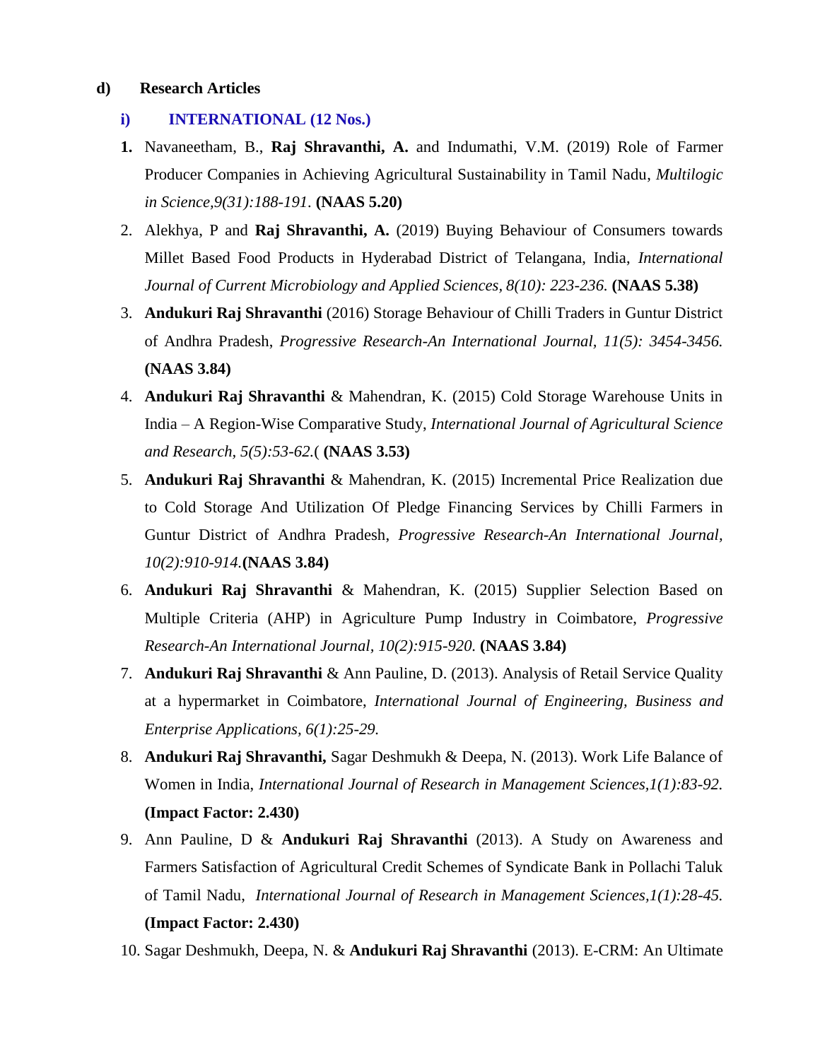**d) Research Articles**

**i) INTERNATIONAL (12 Nos.)**

1. Navaneetham, B., **Raj Shravanthi, A.** and Indumathi, V.M. (2019) Role of Farmer Producer Companies in Achieving Agricultural Sustainability in Tamil Nadu, *Multilogic in Science,9(31):188-191.* **(NAAS 5.20)**
2. Alekhya, P and **Raj Shravanthi, A.** (2019) Buying Behaviour of Consumers towards Millet Based Food Products in Hyderabad District of Telangana, India, *International Journal of Current Microbiology and Applied Sciences, 8(10): 223-236.* **(NAAS 5.38)**
3. **Andukuri Raj Shravanthi** (2016) Storage Behaviour of Chilli Traders in Guntur District of Andhra Pradesh, *Progressive Research-An International Journal, 11(5): 3454-3456.* **(NAAS 3.84)**
4. **Andukuri Raj Shravanthi** & Mahendran, K. (2015) Cold Storage Warehouse Units in India – A Region-Wise Comparative Study, *International Journal of Agricultural Science and Research, 5(5):53-62.*( **(NAAS 3.53)**
5. **Andukuri Raj Shravanthi** & Mahendran, K. (2015) Incremental Price Realization due to Cold Storage And Utilization Of Pledge Financing Services by Chilli Farmers in Guntur District of Andhra Pradesh, *Progressive Research-An International Journal, 10(2):910-914.***(NAAS 3.84)**
6. **Andukuri Raj Shravanthi** & Mahendran, K. (2015) Supplier Selection Based on Multiple Criteria (AHP) in Agriculture Pump Industry in Coimbatore, *Progressive Research-An International Journal, 10(2):915-920.* **(NAAS 3.84)**
7. **Andukuri Raj Shravanthi** & Ann Pauline, D. (2013). Analysis of Retail Service Quality at a hypermarket in Coimbatore, *International Journal of Engineering, Business and Enterprise Applications, 6(1):25-29.*
8. **Andukuri Raj Shravanthi,** Sagar Deshmukh & Deepa, N. (2013). Work Life Balance of Women in India, *International Journal of Research in Management Sciences,1(1):83-92.* **(Impact Factor: 2.430)**
9. Ann Pauline, D & **Andukuri Raj Shravanthi** (2013). A Study on Awareness and Farmers Satisfaction of Agricultural Credit Schemes of Syndicate Bank in Pollachi Taluk of Tamil Nadu, *International Journal of Research in Management Sciences,1(1):28-45.* **(Impact Factor: 2.430)**
10. Sagar Deshmukh, Deepa, N. & **Andukuri Raj Shravanthi** (2013). E-CRM: An Ultimate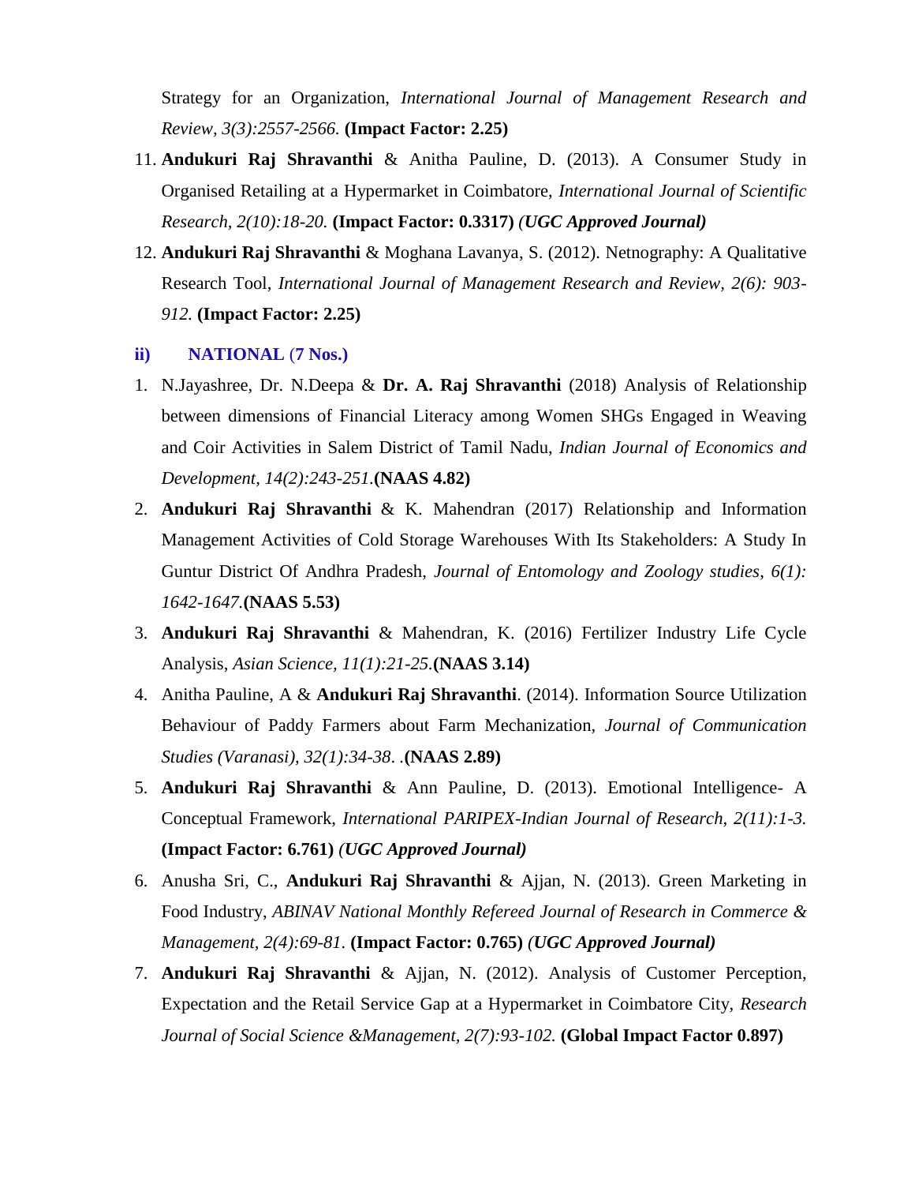Strategy for an Organization, *International Journal of Management Research and Review, 3(3):2557-2566.* **(Impact Factor: 2.25)**

11. **Andukuri Raj Shravanthi** & Anitha Pauline, D. (2013). A Consumer Study in Organised Retailing at a Hypermarket in Coimbatore, *International Journal of Scientific Research, 2(10):18-20.* **(Impact Factor: 0.3317)** ***(UGC Approved Journal)***
12. **Andukuri Raj Shravanthi** & Moghana Lavanya, S. (2012). Netnography: A Qualitative Research Tool, *International Journal of Management Research and Review, 2(6): 903-912.* **(Impact Factor: 2.25)**

**ii) NATIONAL (7 Nos.)**

1. N.Jayashree, Dr. N.Deepa & **Dr. A. Raj Shravanthi** (2018) Analysis of Relationship between dimensions of Financial Literacy among Women SHGs Engaged in Weaving and Coir Activities in Salem District of Tamil Nadu, *Indian Journal of Economics and Development, 14(2):243-251.***(NAAS 4.82)**
2. **Andukuri Raj Shravanthi** & K. Mahendran (2017) Relationship and Information Management Activities of Cold Storage Warehouses With Its Stakeholders: A Study In Guntur District Of Andhra Pradesh, *Journal of Entomology and Zoology studies, 6(1): 1642-1647.***(NAAS 5.53)**
3. **Andukuri Raj Shravanthi** & Mahendran, K. (2016) Fertilizer Industry Life Cycle Analysis, *Asian Science, 11(1):21-25.***(NAAS 3.14)**
4. Anitha Pauline, A & **Andukuri Raj Shravanthi**. (2014). Information Source Utilization Behaviour of Paddy Farmers about Farm Mechanization, *Journal of Communication Studies (Varanasi), 32(1):34-38*. .**(NAAS 2.89)**
5. **Andukuri Raj Shravanthi** & Ann Pauline, D. (2013). Emotional Intelligence- A Conceptual Framework, *International PARIPEX-Indian Journal of Research, 2(11):1-3.* **(Impact Factor: 6.761)** ***(UGC Approved Journal)***
6. Anusha Sri, C., **Andukuri Raj Shravanthi** & Ajjan, N. (2013). Green Marketing in Food Industry, *ABINAV National Monthly Refereed Journal of Research in Commerce & Management, 2(4):69-81.* **(Impact Factor: 0.765)** ***(UGC Approved Journal)***
7. **Andukuri Raj Shravanthi** & Ajjan, N. (2012). Analysis of Customer Perception, Expectation and the Retail Service Gap at a Hypermarket in Coimbatore City, *Research Journal of Social Science &Management, 2(7):93-102.* **(Global Impact Factor 0.897)**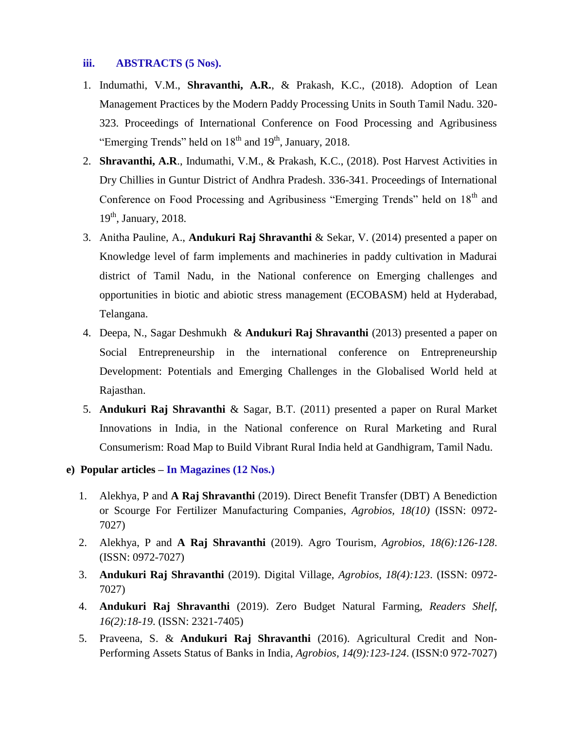### iii. ABSTRACTS (5 Nos).

1. Indumathi, V.M., **Shravanthi, A.R.**, & Prakash, K.C., (2018). Adoption of Lean Management Practices by the Modern Paddy Processing Units in South Tamil Nadu. 320-323. Proceedings of International Conference on Food Processing and Agribusiness "Emerging Trends" held on 18th and 19th, January, 2018.
2. **Shravanthi, A.R**., Indumathi, V.M., & Prakash, K.C., (2018). Post Harvest Activities in Dry Chillies in Guntur District of Andhra Pradesh. 336-341. Proceedings of International Conference on Food Processing and Agribusiness "Emerging Trends" held on 18th and 19th, January, 2018.
3. Anitha Pauline, A., **Andukuri Raj Shravanthi** & Sekar, V. (2014) presented a paper on Knowledge level of farm implements and machineries in paddy cultivation in Madurai district of Tamil Nadu, in the National conference on Emerging challenges and opportunities in biotic and abiotic stress management (ECOBASM) held at Hyderabad, Telangana.
4. Deepa, N., Sagar Deshmukh & **Andukuri Raj Shravanthi** (2013) presented a paper on Social Entrepreneurship in the international conference on Entrepreneurship Development: Potentials and Emerging Challenges in the Globalised World held at Rajasthan.
5. **Andukuri Raj Shravanthi** & Sagar, B.T. (2011) presented a paper on Rural Market Innovations in India, in the National conference on Rural Marketing and Rural Consumerism: Road Map to Build Vibrant Rural India held at Gandhigram, Tamil Nadu.

### e) Popular articles – In Magazines (12 Nos.)

1. Alekhya, P and **A Raj Shravanthi** (2019). Direct Benefit Transfer (DBT) A Benediction or Scourge For Fertilizer Manufacturing Companies, *Agrobios, 18(10)* (ISSN: 0972-7027)
2. Alekhya, P and **A Raj Shravanthi** (2019). Agro Tourism, *Agrobios, 18(6):126-128*. (ISSN: 0972-7027)
3. **Andukuri Raj Shravanthi** (2019). Digital Village, *Agrobios, 18(4):123*. (ISSN: 0972-7027)
4. **Andukuri Raj Shravanthi** (2019). Zero Budget Natural Farming, *Readers Shelf, 16(2):18-19.* (ISSN: 2321-7405)
5. Praveena, S. & **Andukuri Raj Shravanthi** (2016). Agricultural Credit and Non-Performing Assets Status of Banks in India, *Agrobios, 14(9):123-124*. (ISSN:0 972-7027)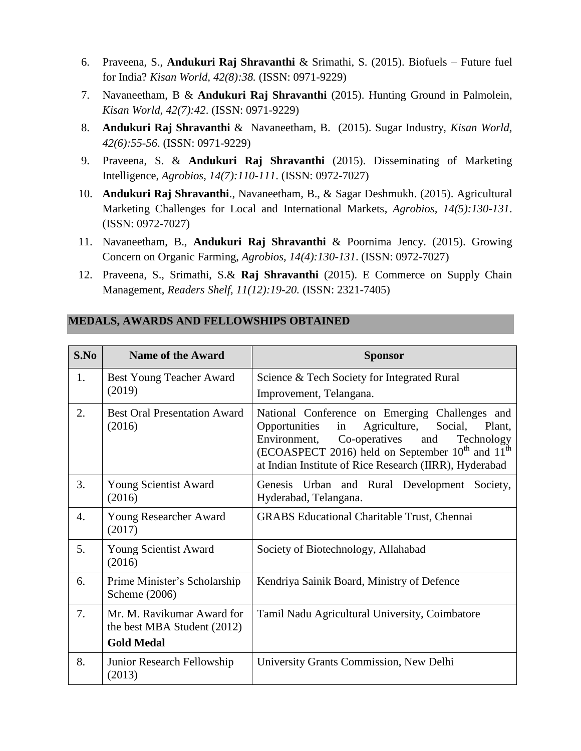6. Praveena, S., **Andukuri Raj Shravanthi** & Srimathi, S. (2015). Biofuels – Future fuel for India? *Kisan World, 42(8):38.* (ISSN: 0971-9229)
7. Navaneetham, B & **Andukuri Raj Shravanthi** (2015). Hunting Ground in Palmolein, *Kisan World, 42(7):42*. (ISSN: 0971-9229)
8. **Andukuri Raj Shravanthi** & Navaneetham, B. (2015). Sugar Industry, *Kisan World, 42(6):55-56*. (ISSN: 0971-9229)
9. Praveena, S. & **Andukuri Raj Shravanthi** (2015). Disseminating of Marketing Intelligence, *Agrobios, 14(7):110-111*. (ISSN: 0972-7027)
10. **Andukuri Raj Shravanthi**., Navaneetham, B., & Sagar Deshmukh. (2015). Agricultural Marketing Challenges for Local and International Markets, *Agrobios, 14(5):130-131*. (ISSN: 0972-7027)
11. Navaneetham, B., **Andukuri Raj Shravanthi** & Poornima Jency. (2015). Growing Concern on Organic Farming, *Agrobios, 14(4):130-131*. (ISSN: 0972-7027)
12. Praveena, S., Srimathi, S.& **Raj Shravanthi** (2015). E Commerce on Supply Chain Management, *Readers Shelf, 11(12):19-20.* (ISSN: 2321-7405)

## MEDALS, AWARDS AND FELLOWSHIPS OBTAINED

| S.No | Name of the Award | Sponsor |
|---|---|---|
| 1. | Best Young Teacher Award (2019) | Science & Tech Society for Integrated Rural Improvement, Telangana. |
| 2. | Best Oral Presentation Award (2016) | National Conference on Emerging Challenges and Opportunities in Agriculture, Social, Plant, Environment, Co-operatives and Technology (ECOASPECT 2016) held on September 10th and 11th at Indian Institute of Rice Research (IIRR), Hyderabad |
| 3. | Young Scientist Award (2016) | Genesis Urban and Rural Development Society, Hyderabad, Telangana. |
| 4. | Young Researcher Award (2017) | GRABS Educational Charitable Trust, Chennai |
| 5. | Young Scientist Award (2016) | Society of Biotechnology, Allahabad |
| 6. | Prime Minister's Scholarship Scheme (2006) | Kendriya Sainik Board, Ministry of Defence |
| 7. | Mr. M. Ravikumar Award for the best MBA Student (2012) **Gold Medal** | Tamil Nadu Agricultural University, Coimbatore |
| 8. | Junior Research Fellowship (2013) | University Grants Commission, New Delhi |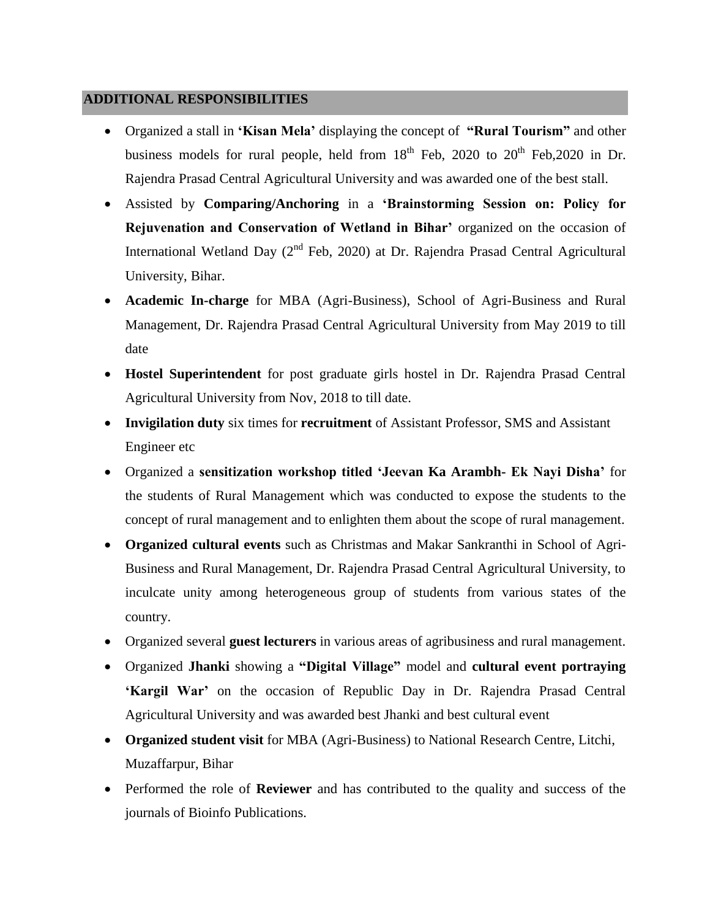## ADDITIONAL RESPONSIBILITIES

- Organized a stall in **'Kisan Mela'** displaying the concept of **"Rural Tourism"** and other business models for rural people, held from 18th Feb, 2020 to 20th Feb,2020 in Dr. Rajendra Prasad Central Agricultural University and was awarded one of the best stall.
- Assisted by **Comparing/Anchoring** in a **'Brainstorming Session on: Policy for Rejuvenation and Conservation of Wetland in Bihar'** organized on the occasion of International Wetland Day (2nd Feb, 2020) at Dr. Rajendra Prasad Central Agricultural University, Bihar.
- **Academic In-charge** for MBA (Agri-Business), School of Agri-Business and Rural Management, Dr. Rajendra Prasad Central Agricultural University from May 2019 to till date
- **Hostel Superintendent** for post graduate girls hostel in Dr. Rajendra Prasad Central Agricultural University from Nov, 2018 to till date.
- **Invigilation duty** six times for **recruitment** of Assistant Professor, SMS and Assistant Engineer etc
- Organized a **sensitization workshop titled 'Jeevan Ka Arambh- Ek Nayi Disha'** for the students of Rural Management which was conducted to expose the students to the concept of rural management and to enlighten them about the scope of rural management.
- **Organized cultural events** such as Christmas and Makar Sankranthi in School of Agri-Business and Rural Management, Dr. Rajendra Prasad Central Agricultural University, to inculcate unity among heterogeneous group of students from various states of the country.
- Organized several **guest lecturers** in various areas of agribusiness and rural management.
- Organized **Jhanki** showing a **"Digital Village"** model and **cultural event portraying 'Kargil War'** on the occasion of Republic Day in Dr. Rajendra Prasad Central Agricultural University and was awarded best Jhanki and best cultural event
- **Organized student visit** for MBA (Agri-Business) to National Research Centre, Litchi, Muzaffarpur, Bihar
- Performed the role of **Reviewer** and has contributed to the quality and success of the journals of Bioinfo Publications.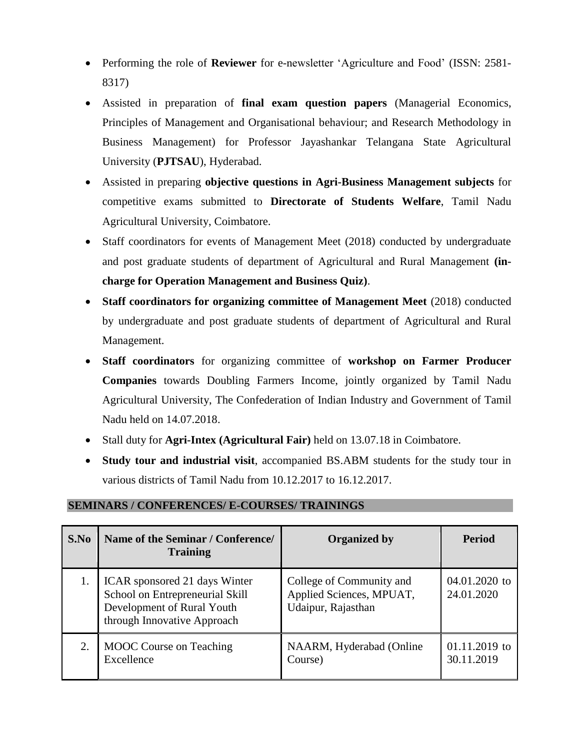- Performing the role of **Reviewer** for e-newsletter 'Agriculture and Food' (ISSN: 2581-8317)
- Assisted in preparation of **final exam question papers** (Managerial Economics, Principles of Management and Organisational behaviour; and Research Methodology in Business Management) for Professor Jayashankar Telangana State Agricultural University (**PJTSAU**), Hyderabad.
- Assisted in preparing **objective questions in Agri-Business Management subjects** for competitive exams submitted to **Directorate of Students Welfare**, Tamil Nadu Agricultural University, Coimbatore.
- Staff coordinators for events of Management Meet (2018) conducted by undergraduate and post graduate students of department of Agricultural and Rural Management **(in-charge for Operation Management and Business Quiz)**.
- **Staff coordinators for organizing committee of Management Meet** (2018) conducted by undergraduate and post graduate students of department of Agricultural and Rural Management.
- **Staff coordinators** for organizing committee of **workshop on Farmer Producer Companies** towards Doubling Farmers Income, jointly organized by Tamil Nadu Agricultural University, The Confederation of Indian Industry and Government of Tamil Nadu held on 14.07.2018.
- Stall duty for **Agri-Intex (Agricultural Fair)** held on 13.07.18 in Coimbatore.
- **Study tour and industrial visit**, accompanied BS.ABM students for the study tour in various districts of Tamil Nadu from 10.12.2017 to 16.12.2017.

## SEMINARS / CONFERENCES/ E-COURSES/ TRAININGS

| S.No | Name of the Seminar / Conference/ Training | Organized by | Period |
|---|---|---|---|
| 1. | ICAR sponsored 21 days Winter School on Entrepreneurial Skill Development of Rural Youth through Innovative Approach | College of Community and Applied Sciences, MPUAT, Udaipur, Rajasthan | 04.01.2020 to 24.01.2020 |
| 2. | MOOC Course on Teaching Excellence | NAARM, Hyderabad (Online Course) | 01.11.2019 to 30.11.2019 |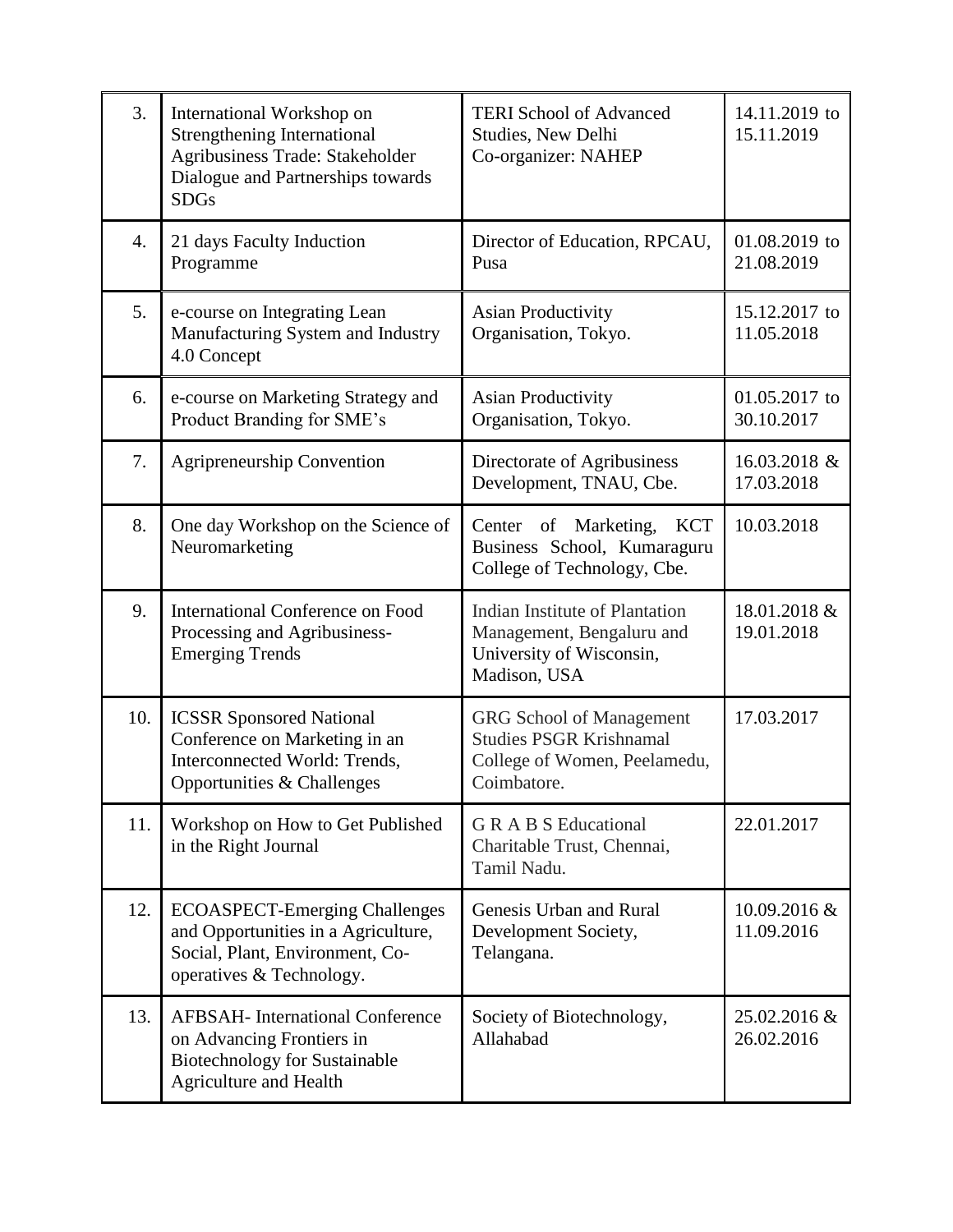| | | | |
|---|---|---|---|
| 3. | International Workshop on Strengthening International Agribusiness Trade: Stakeholder Dialogue and Partnerships towards SDGs | TERI School of Advanced Studies, New Delhi Co-organizer: NAHEP | 14.11.2019 to 15.11.2019 |
| 4. | 21 days Faculty Induction Programme | Director of Education, RPCAU, Pusa | 01.08.2019 to 21.08.2019 |
| 5. | e-course on Integrating Lean Manufacturing System and Industry 4.0 Concept | Asian Productivity Organisation, Tokyo. | 15.12.2017 to 11.05.2018 |
| 6. | e-course on Marketing Strategy and Product Branding for SME's | Asian Productivity Organisation, Tokyo. | 01.05.2017 to 30.10.2017 |
| 7. | Agripreneurship Convention | Directorate of Agribusiness Development, TNAU, Cbe. | 16.03.2018 & 17.03.2018 |
| 8. | One day Workshop on the Science of Neuromarketing | Center of Marketing, KCT Business School, Kumaraguru College of Technology, Cbe. | 10.03.2018 |
| 9. | International Conference on Food Processing and Agribusiness-Emerging Trends | Indian Institute of Plantation Management, Bengaluru and University of Wisconsin, Madison, USA | 18.01.2018 & 19.01.2018 |
| 10. | ICSSR Sponsored National Conference on Marketing in an Interconnected World: Trends, Opportunities & Challenges | GRG School of Management Studies PSGR Krishnamal College of Women, Peelamedu, Coimbatore. | 17.03.2017 |
| 11. | Workshop on How to Get Published in the Right Journal | G R A B S Educational Charitable Trust, Chennai, Tamil Nadu. | 22.01.2017 |
| 12. | ECOASPECT-Emerging Challenges and Opportunities in a Agriculture, Social, Plant, Environment, Co-operatives & Technology. | Genesis Urban and Rural Development Society, Telangana. | 10.09.2016 & 11.09.2016 |
| 13. | AFBSAH- International Conference on Advancing Frontiers in Biotechnology for Sustainable Agriculture and Health | Society of Biotechnology, Allahabad | 25.02.2016 & 26.02.2016 |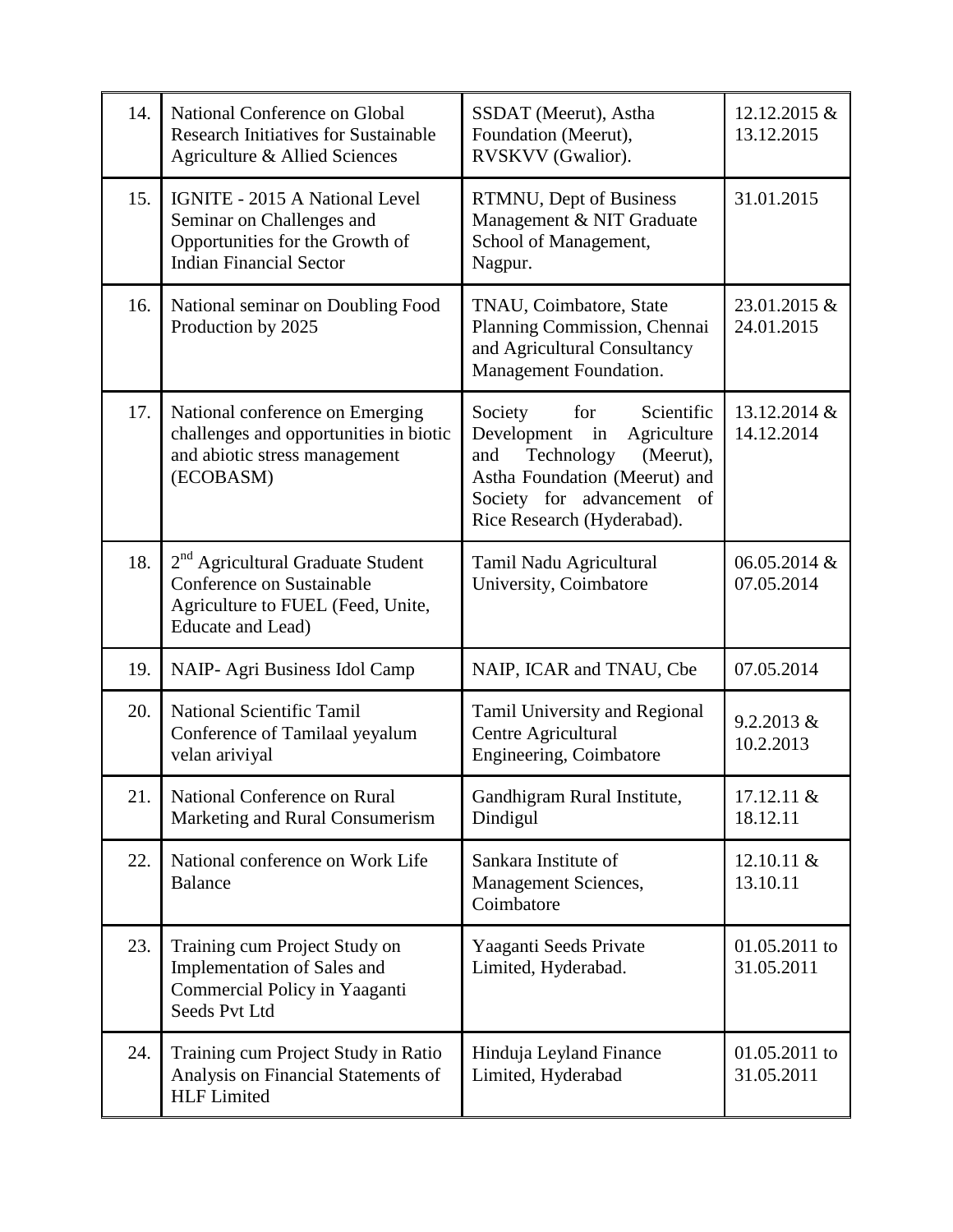| 14. | National Conference on Global Research Initiatives for Sustainable Agriculture & Allied Sciences | SSDAT (Meerut), Astha Foundation (Meerut), RVSKVV (Gwalior). | 12.12.2015 & 13.12.2015 |
|---|---|---|---|
| 15. | IGNITE - 2015 A National Level Seminar on Challenges and Opportunities for the Growth of Indian Financial Sector | RTMNU, Dept of Business Management & NIT Graduate School of Management, Nagpur. | 31.01.2015 |
| 16. | National seminar on Doubling Food Production by 2025 | TNAU, Coimbatore, State Planning Commission, Chennai and Agricultural Consultancy Management Foundation. | 23.01.2015 & 24.01.2015 |
| 17. | National conference on Emerging challenges and opportunities in biotic and abiotic stress management (ECOBASM) | Society for Scientific Development in Agriculture and Technology (Meerut), Astha Foundation (Meerut) and Society for advancement of Rice Research (Hyderabad). | 13.12.2014 & 14.12.2014 |
| 18. | 2nd Agricultural Graduate Student Conference on Sustainable Agriculture to FUEL (Feed, Unite, Educate and Lead) | Tamil Nadu Agricultural University, Coimbatore | 06.05.2014 & 07.05.2014 |
| 19. | NAIP- Agri Business Idol Camp | NAIP, ICAR and TNAU, Cbe | 07.05.2014 |
| 20. | National Scientific Tamil Conference of Tamilaal yeyalum velan ariviyal | Tamil University and Regional Centre Agricultural Engineering, Coimbatore | 9.2.2013 & 10.2.2013 |
| 21. | National Conference on Rural Marketing and Rural Consumerism | Gandhigram Rural Institute, Dindigul | 17.12.11 & 18.12.11 |
| 22. | National conference on Work Life Balance | Sankara Institute of Management Sciences, Coimbatore | 12.10.11 & 13.10.11 |
| 23. | Training cum Project Study on Implementation of Sales and Commercial Policy in Yaaganti Seeds Pvt Ltd | Yaaganti Seeds Private Limited, Hyderabad. | 01.05.2011 to 31.05.2011 |
| 24. | Training cum Project Study in Ratio Analysis on Financial Statements of HLF Limited | Hinduja Leyland Finance Limited, Hyderabad | 01.05.2011 to 31.05.2011 |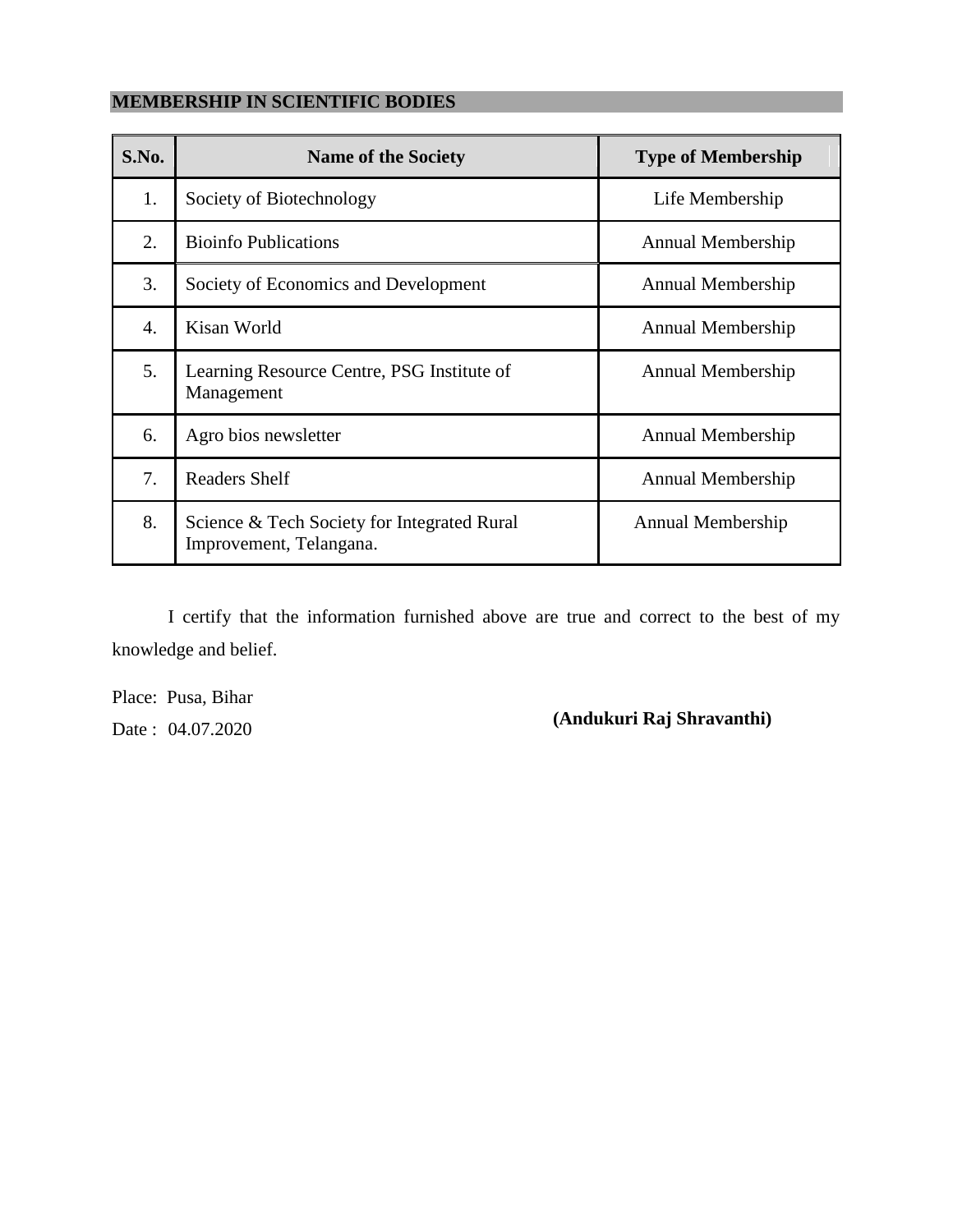## MEMBERSHIP IN SCIENTIFIC BODIES

| S.No. | Name of the Society | Type of Membership |
|---|---|---|
| 1. | Society of Biotechnology | Life Membership |
| 2. | Bioinfo Publications | Annual Membership |
| 3. | Society of Economics and Development | Annual Membership |
| 4. | Kisan World | Annual Membership |
| 5. | Learning Resource Centre, PSG Institute of Management | Annual Membership |
| 6. | Agro bios newsletter | Annual Membership |
| 7. | Readers Shelf | Annual Membership |
| 8. | Science & Tech Society for Integrated Rural Improvement, Telangana. | Annual Membership |

I certify that the information furnished above are true and correct to the best of my knowledge and belief.

Place: Pusa, Bihar

Date : 04.07.2020

**(Andukuri Raj Shravanthi)**